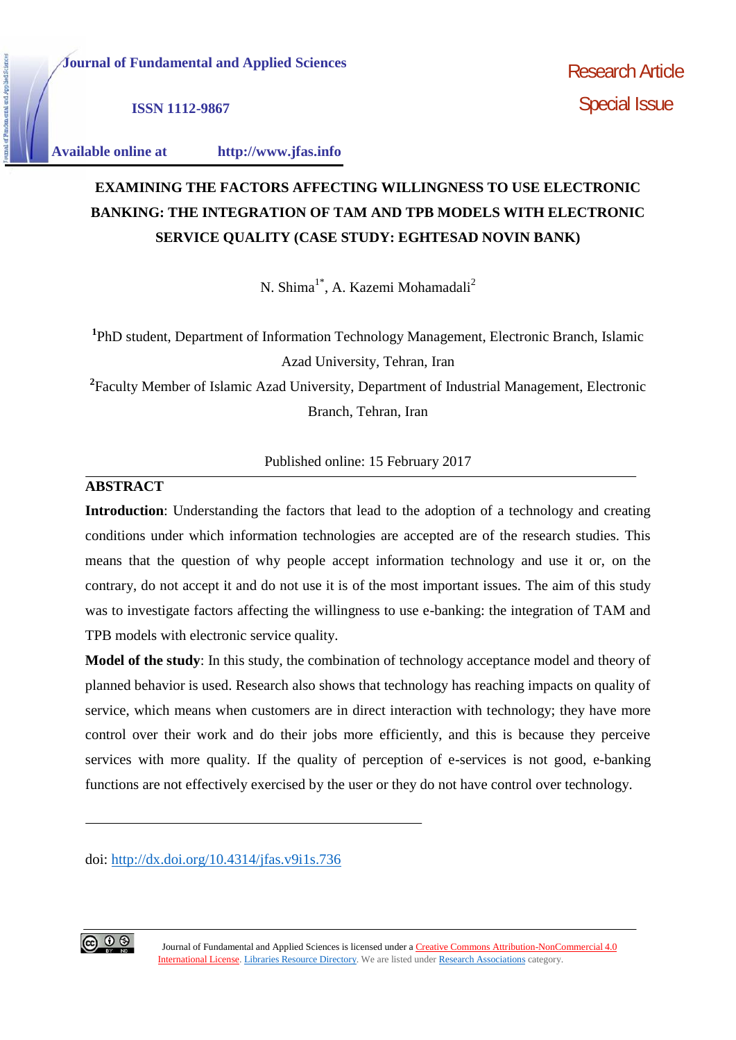Journal of Fundamental and Applied Sciences

ISSN 1112-9867

Available online at http://www.jfas.info

Research Article

Special Issue

# EXAMINING THE FACTORS AFFECTING WILLINGNESS TO USE ELECTRONIC BANKING: THE INTEGRATION OF TAM AND TPB MODELS WITH ELECTRONIC SERVICE QUALITY (CASE STUDY: EGHTESAD NOVIN BANK)

N. Shima[1*], A. Kazemi Mohamadali[2]

[1]PhD student, Department of Information Technology Management, Electronic Branch, Islamic Azad University, Tehran, Iran

[2]Faculty Member of Islamic Azad University, Department of Industrial Management, Electronic Branch, Tehran, Iran

Published online: 15 February 2017

## ABSTRACT

**Introduction**: Understanding the factors that lead to the adoption of a technology and creating conditions under which information technologies are accepted are of the research studies. This means that the question of why people accept information technology and use it or, on the contrary, do not accept it and do not use it is of the most important issues. The aim of this study was to investigate factors affecting the willingness to use e-banking: the integration of TAM and TPB models with electronic service quality.

**Model of the study**: In this study, the combination of technology acceptance model and theory of planned behavior is used. Research also shows that technology has reaching impacts on quality of service, which means when customers are in direct interaction with technology; they have more control over their work and do their jobs more efficiently, and this is because they perceive services with more quality. If the quality of perception of e-services is not good, e-banking functions are not effectively exercised by the user or they do not have control over technology.

doi: http://dx.doi.org/10.4314/jfas.v9i1s.736

Journal of Fundamental and Applied Sciences is licensed under a Creative Commons Attribution-NonCommercial 4.0 International License. Libraries Resource Directory. We are listed under Research Associations category.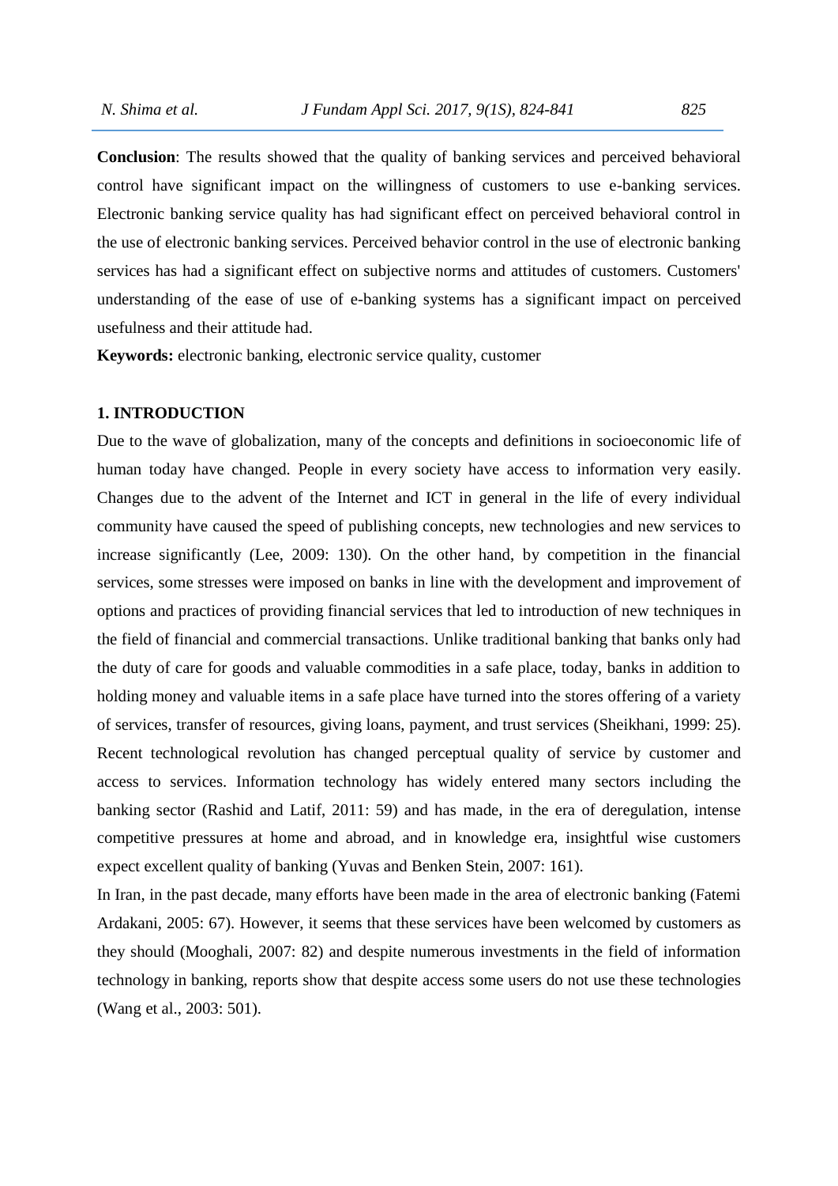**Conclusion**: The results showed that the quality of banking services and perceived behavioral control have significant impact on the willingness of customers to use e-banking services. Electronic banking service quality has had significant effect on perceived behavioral control in the use of electronic banking services. Perceived behavior control in the use of electronic banking services has had a significant effect on subjective norms and attitudes of customers. Customers' understanding of the ease of use of e-banking systems has a significant impact on perceived usefulness and their attitude had.

**Keywords:** electronic banking, electronic service quality, customer

## 1. INTRODUCTION

Due to the wave of globalization, many of the concepts and definitions in socioeconomic life of human today have changed. People in every society have access to information very easily. Changes due to the advent of the Internet and ICT in general in the life of every individual community have caused the speed of publishing concepts, new technologies and new services to increase significantly (Lee, 2009: 130). On the other hand, by competition in the financial services, some stresses were imposed on banks in line with the development and improvement of options and practices of providing financial services that led to introduction of new techniques in the field of financial and commercial transactions. Unlike traditional banking that banks only had the duty of care for goods and valuable commodities in a safe place, today, banks in addition to holding money and valuable items in a safe place have turned into the stores offering of a variety of services, transfer of resources, giving loans, payment, and trust services (Sheikhani, 1999: 25). Recent technological revolution has changed perceptual quality of service by customer and access to services. Information technology has widely entered many sectors including the banking sector (Rashid and Latif, 2011: 59) and has made, in the era of deregulation, intense competitive pressures at home and abroad, and in knowledge era, insightful wise customers expect excellent quality of banking (Yuvas and Benken Stein, 2007: 161).

In Iran, in the past decade, many efforts have been made in the area of electronic banking (Fatemi Ardakani, 2005: 67). However, it seems that these services have been welcomed by customers as they should (Mooghali, 2007: 82) and despite numerous investments in the field of information technology in banking, reports show that despite access some users do not use these technologies (Wang et al., 2003: 501).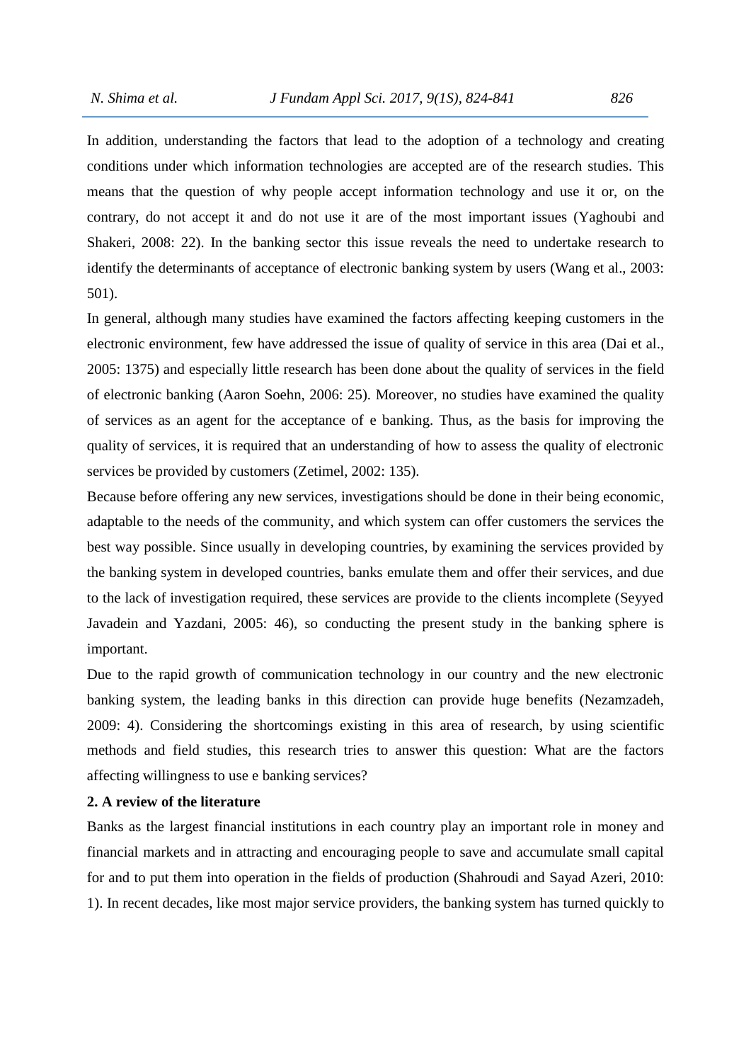In addition, understanding the factors that lead to the adoption of a technology and creating conditions under which information technologies are accepted are of the research studies. This means that the question of why people accept information technology and use it or, on the contrary, do not accept it and do not use it are of the most important issues (Yaghoubi and Shakeri, 2008: 22). In the banking sector this issue reveals the need to undertake research to identify the determinants of acceptance of electronic banking system by users (Wang et al., 2003: 501).

In general, although many studies have examined the factors affecting keeping customers in the electronic environment, few have addressed the issue of quality of service in this area (Dai et al., 2005: 1375) and especially little research has been done about the quality of services in the field of electronic banking (Aaron Soehn, 2006: 25). Moreover, no studies have examined the quality of services as an agent for the acceptance of e banking. Thus, as the basis for improving the quality of services, it is required that an understanding of how to assess the quality of electronic services be provided by customers (Zetimel, 2002: 135).

Because before offering any new services, investigations should be done in their being economic, adaptable to the needs of the community, and which system can offer customers the services the best way possible. Since usually in developing countries, by examining the services provided by the banking system in developed countries, banks emulate them and offer their services, and due to the lack of investigation required, these services are provide to the clients incomplete (Seyyed Javadein and Yazdani, 2005: 46), so conducting the present study in the banking sphere is important.

Due to the rapid growth of communication technology in our country and the new electronic banking system, the leading banks in this direction can provide huge benefits (Nezamzadeh, 2009: 4). Considering the shortcomings existing in this area of research, by using scientific methods and field studies, this research tries to answer this question: What are the factors affecting willingness to use e banking services?

## 2. A review of the literature

Banks as the largest financial institutions in each country play an important role in money and financial markets and in attracting and encouraging people to save and accumulate small capital for and to put them into operation in the fields of production (Shahroudi and Sayad Azeri, 2010: 1). In recent decades, like most major service providers, the banking system has turned quickly to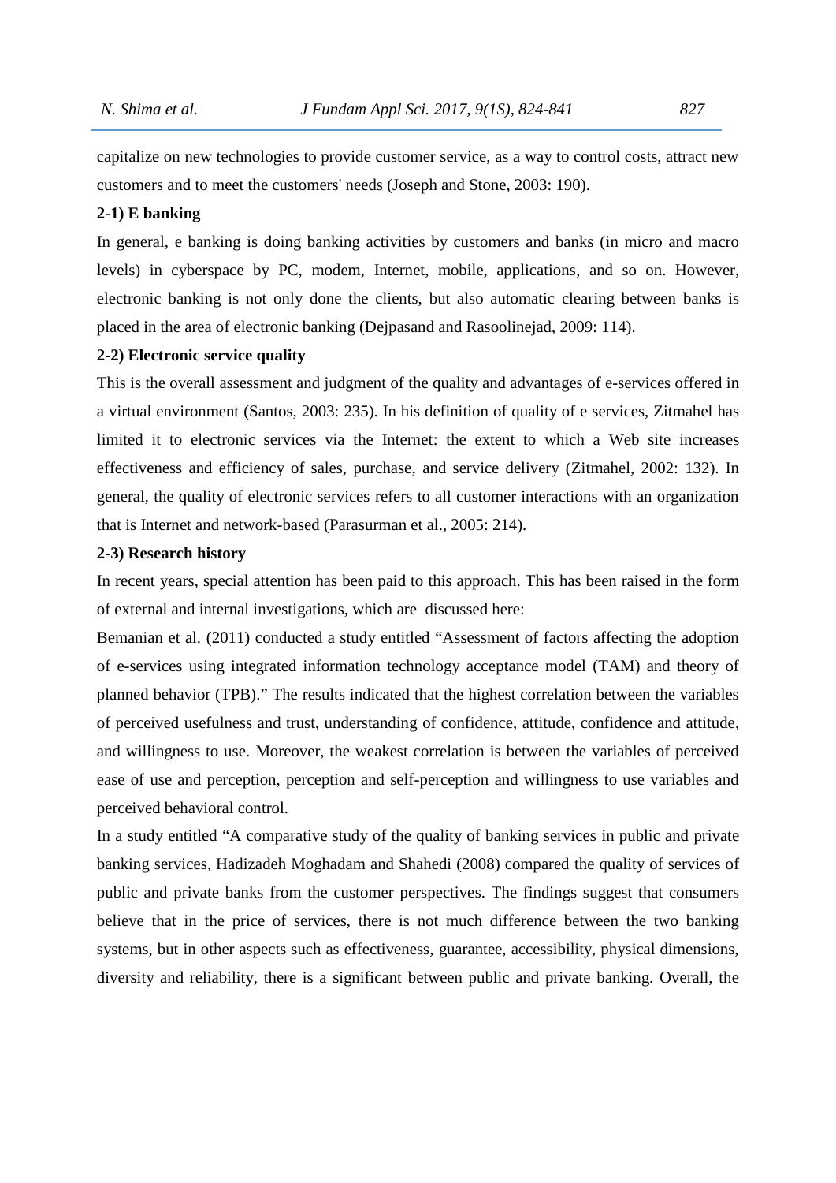capitalize on new technologies to provide customer service, as a way to control costs, attract new customers and to meet the customers' needs (Joseph and Stone, 2003: 190).

### 2-1) E banking

In general, e banking is doing banking activities by customers and banks (in micro and macro levels) in cyberspace by PC, modem, Internet, mobile, applications, and so on. However, electronic banking is not only done the clients, but also automatic clearing between banks is placed in the area of electronic banking (Dejpasand and Rasoolinejad, 2009: 114).

### 2-2) Electronic service quality

This is the overall assessment and judgment of the quality and advantages of e-services offered in a virtual environment (Santos, 2003: 235). In his definition of quality of e services, Zitmahel has limited it to electronic services via the Internet: the extent to which a Web site increases effectiveness and efficiency of sales, purchase, and service delivery (Zitmahel, 2002: 132). In general, the quality of electronic services refers to all customer interactions with an organization that is Internet and network-based (Parasurman et al., 2005: 214).

### 2-3) Research history

In recent years, special attention has been paid to this approach. This has been raised in the form of external and internal investigations, which are discussed here:

Bemanian et al. (2011) conducted a study entitled "Assessment of factors affecting the adoption of e-services using integrated information technology acceptance model (TAM) and theory of planned behavior (TPB)." The results indicated that the highest correlation between the variables of perceived usefulness and trust, understanding of confidence, attitude, confidence and attitude, and willingness to use. Moreover, the weakest correlation is between the variables of perceived ease of use and perception, perception and self-perception and willingness to use variables and perceived behavioral control.

In a study entitled "A comparative study of the quality of banking services in public and private banking services, Hadizadeh Moghadam and Shahedi (2008) compared the quality of services of public and private banks from the customer perspectives. The findings suggest that consumers believe that in the price of services, there is not much difference between the two banking systems, but in other aspects such as effectiveness, guarantee, accessibility, physical dimensions, diversity and reliability, there is a significant between public and private banking. Overall, the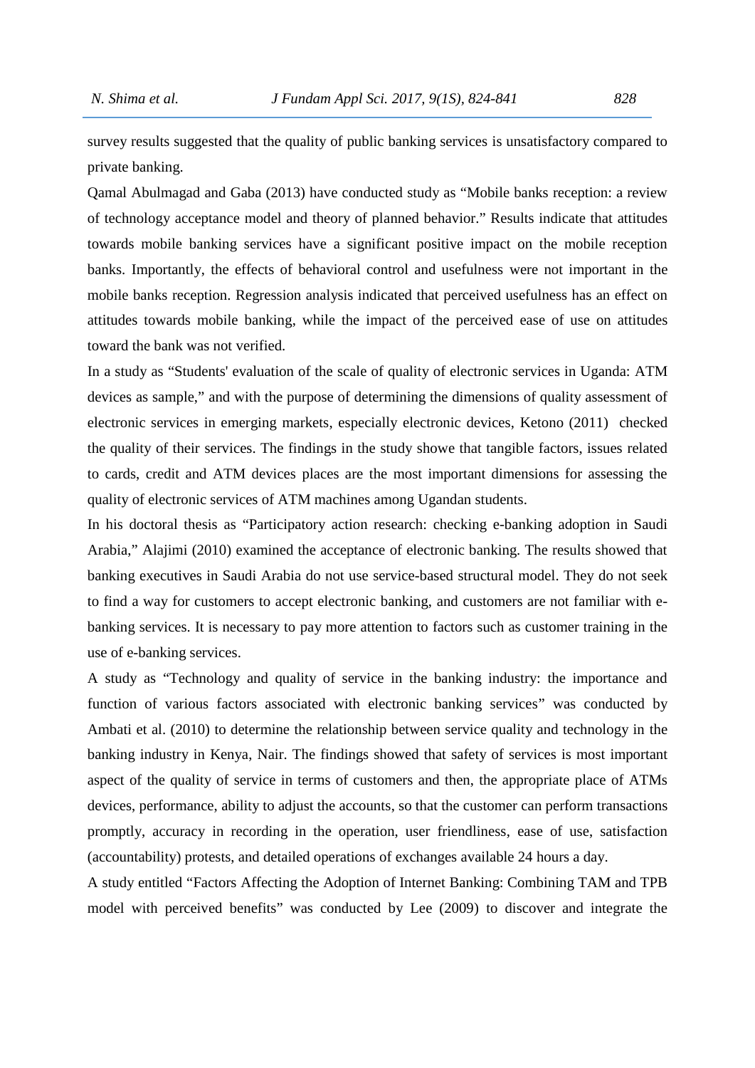survey results suggested that the quality of public banking services is unsatisfactory compared to private banking.

Qamal Abulmagad and Gaba (2013) have conducted study as "Mobile banks reception: a review of technology acceptance model and theory of planned behavior." Results indicate that attitudes towards mobile banking services have a significant positive impact on the mobile reception banks. Importantly, the effects of behavioral control and usefulness were not important in the mobile banks reception. Regression analysis indicated that perceived usefulness has an effect on attitudes towards mobile banking, while the impact of the perceived ease of use on attitudes toward the bank was not verified.

In a study as "Students' evaluation of the scale of quality of electronic services in Uganda: ATM devices as sample," and with the purpose of determining the dimensions of quality assessment of electronic services in emerging markets, especially electronic devices, Ketono (2011) checked the quality of their services. The findings in the study showe that tangible factors, issues related to cards, credit and ATM devices places are the most important dimensions for assessing the quality of electronic services of ATM machines among Ugandan students.

In his doctoral thesis as "Participatory action research: checking e-banking adoption in Saudi Arabia," Alajimi (2010) examined the acceptance of electronic banking. The results showed that banking executives in Saudi Arabia do not use service-based structural model. They do not seek to find a way for customers to accept electronic banking, and customers are not familiar with e-banking services. It is necessary to pay more attention to factors such as customer training in the use of e-banking services.

A study as "Technology and quality of service in the banking industry: the importance and function of various factors associated with electronic banking services" was conducted by Ambati et al. (2010) to determine the relationship between service quality and technology in the banking industry in Kenya, Nair. The findings showed that safety of services is most important aspect of the quality of service in terms of customers and then, the appropriate place of ATMs devices, performance, ability to adjust the accounts, so that the customer can perform transactions promptly, accuracy in recording in the operation, user friendliness, ease of use, satisfaction (accountability) protests, and detailed operations of exchanges available 24 hours a day.

A study entitled "Factors Affecting the Adoption of Internet Banking: Combining TAM and TPB model with perceived benefits" was conducted by Lee (2009) to discover and integrate the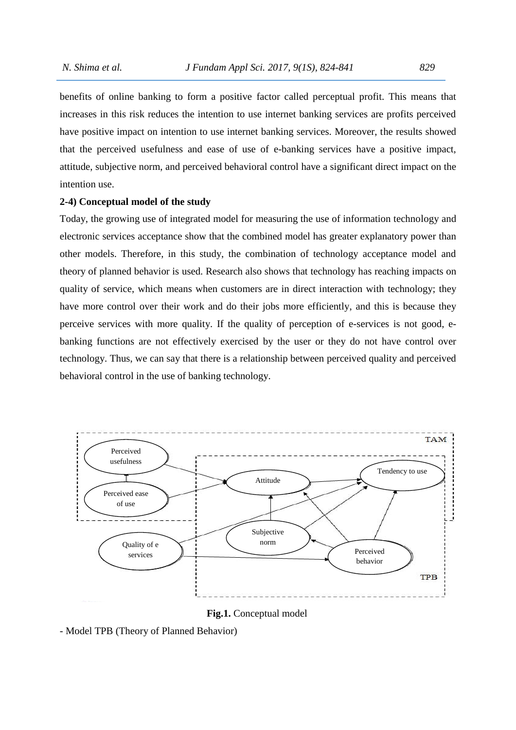benefits of online banking to form a positive factor called perceptual profit. This means that increases in this risk reduces the intention to use internet banking services are profits perceived have positive impact on intention to use internet banking services. Moreover, the results showed that the perceived usefulness and ease of use of e-banking services have a positive impact, attitude, subjective norm, and perceived behavioral control have a significant direct impact on the intention use.

**2-4) Conceptual model of the study**

Today, the growing use of integrated model for measuring the use of information technology and electronic services acceptance show that the combined model has greater explanatory power than other models. Therefore, in this study, the combination of technology acceptance model and theory of planned behavior is used. Research also shows that technology has reaching impacts on quality of service, which means when customers are in direct interaction with technology; they have more control over their work and do their jobs more efficiently, and this is because they perceive services with more quality. If the quality of perception of e-services is not good, e-banking functions are not effectively exercised by the user or they do not have control over technology. Thus, we can say that there is a relationship between perceived quality and perceived behavioral control in the use of banking technology.

TAM

Perceived usefulness

Perceived ease of use

Attitude

Tendency to use

Subjective norm

Quality of e services

Perceived behavior

TPB

**Fig.1.** Conceptual model

- Model TPB (Theory of Planned Behavior)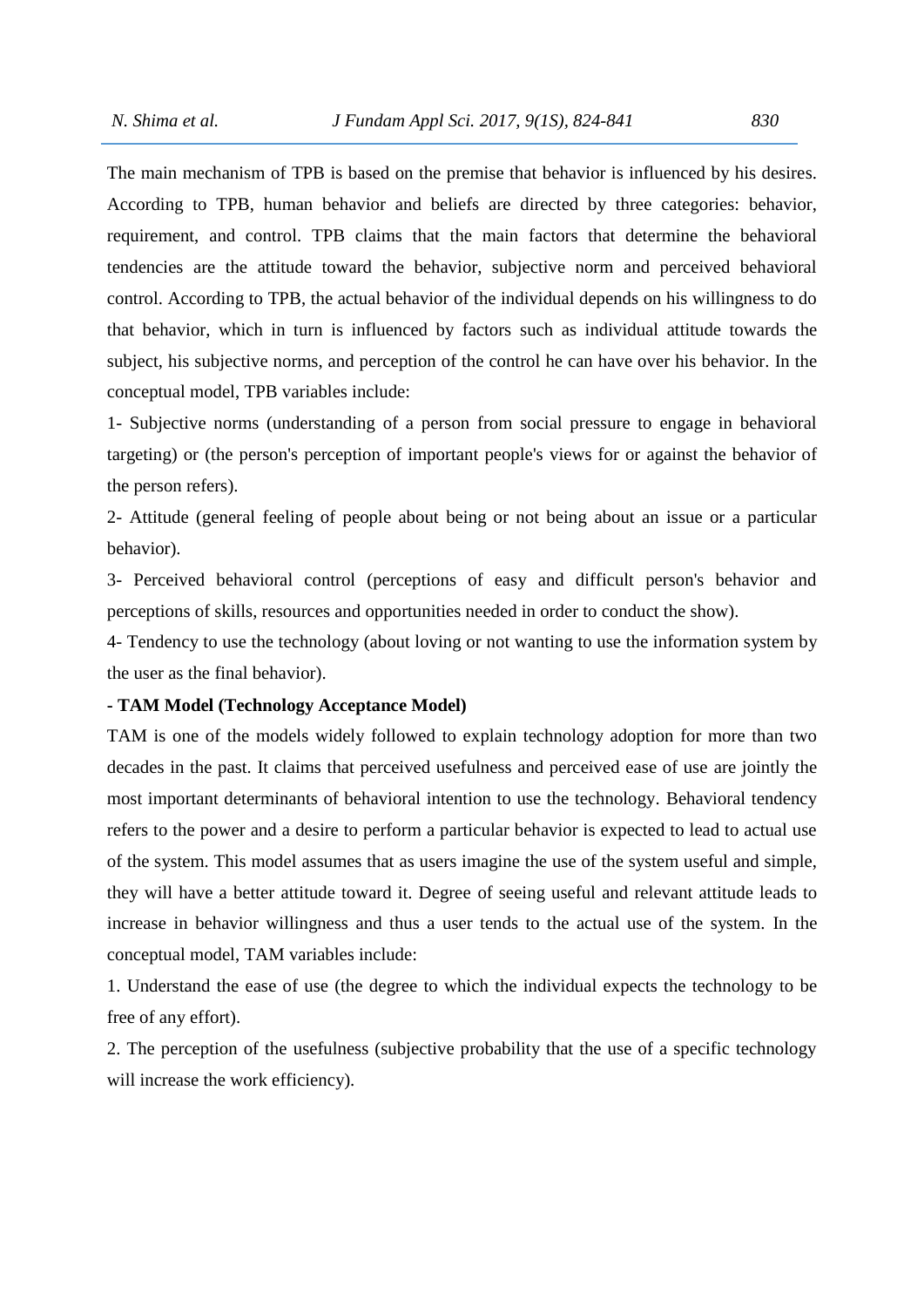The main mechanism of TPB is based on the premise that behavior is influenced by his desires. According to TPB, human behavior and beliefs are directed by three categories: behavior, requirement, and control. TPB claims that the main factors that determine the behavioral tendencies are the attitude toward the behavior, subjective norm and perceived behavioral control. According to TPB, the actual behavior of the individual depends on his willingness to do that behavior, which in turn is influenced by factors such as individual attitude towards the subject, his subjective norms, and perception of the control he can have over his behavior. In the conceptual model, TPB variables include:

1- Subjective norms (understanding of a person from social pressure to engage in behavioral targeting) or (the person's perception of important people's views for or against the behavior of the person refers).

2- Attitude (general feeling of people about being or not being about an issue or a particular behavior).

3- Perceived behavioral control (perceptions of easy and difficult person's behavior and perceptions of skills, resources and opportunities needed in order to conduct the show).

4- Tendency to use the technology (about loving or not wanting to use the information system by the user as the final behavior).

**- TAM Model (Technology Acceptance Model)**

TAM is one of the models widely followed to explain technology adoption for more than two decades in the past. It claims that perceived usefulness and perceived ease of use are jointly the most important determinants of behavioral intention to use the technology. Behavioral tendency refers to the power and a desire to perform a particular behavior is expected to lead to actual use of the system. This model assumes that as users imagine the use of the system useful and simple, they will have a better attitude toward it. Degree of seeing useful and relevant attitude leads to increase in behavior willingness and thus a user tends to the actual use of the system. In the conceptual model, TAM variables include:

1. Understand the ease of use (the degree to which the individual expects the technology to be free of any effort).

2. The perception of the usefulness (subjective probability that the use of a specific technology will increase the work efficiency).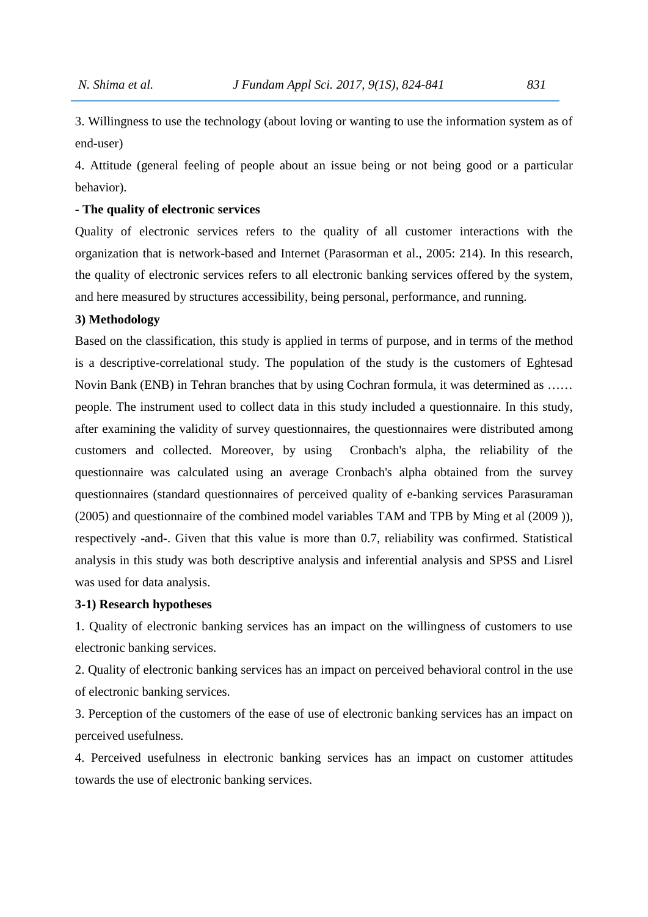3. Willingness to use the technology (about loving or wanting to use the information system as of end-user)

4. Attitude (general feeling of people about an issue being or not being good or a particular behavior).

**- The quality of electronic services**

Quality of electronic services refers to the quality of all customer interactions with the organization that is network-based and Internet (Parasorman et al., 2005: 214). In this research, the quality of electronic services refers to all electronic banking services offered by the system, and here measured by structures accessibility, being personal, performance, and running.

**3) Methodology**

Based on the classification, this study is applied in terms of purpose, and in terms of the method is a descriptive-correlational study. The population of the study is the customers of Eghtesad Novin Bank (ENB) in Tehran branches that by using Cochran formula, it was determined as …… people. The instrument used to collect data in this study included a questionnaire. In this study, after examining the validity of survey questionnaires, the questionnaires were distributed among customers and collected. Moreover, by using Cronbach's alpha, the reliability of the questionnaire was calculated using an average Cronbach's alpha obtained from the survey questionnaires (standard questionnaires of perceived quality of e-banking services Parasuraman (2005) and questionnaire of the combined model variables TAM and TPB by Ming et al (2009 )), respectively -and-. Given that this value is more than 0.7, reliability was confirmed. Statistical analysis in this study was both descriptive analysis and inferential analysis and SPSS and Lisrel was used for data analysis.

**3-1) Research hypotheses**

1. Quality of electronic banking services has an impact on the willingness of customers to use electronic banking services.

2. Quality of electronic banking services has an impact on perceived behavioral control in the use of electronic banking services.

3. Perception of the customers of the ease of use of electronic banking services has an impact on perceived usefulness.

4. Perceived usefulness in electronic banking services has an impact on customer attitudes towards the use of electronic banking services.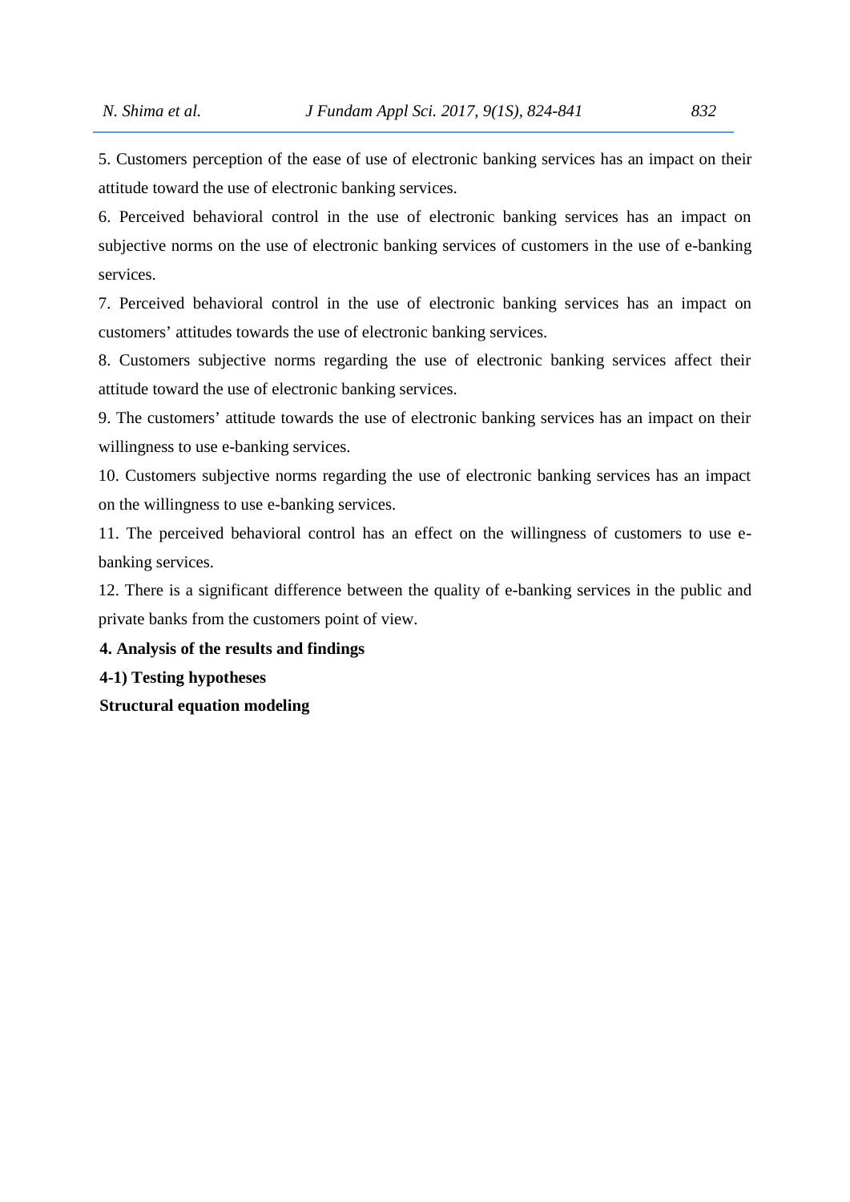5. Customers perception of the ease of use of electronic banking services has an impact on their attitude toward the use of electronic banking services.

6. Perceived behavioral control in the use of electronic banking services has an impact on subjective norms on the use of electronic banking services of customers in the use of e-banking services.

7. Perceived behavioral control in the use of electronic banking services has an impact on customers' attitudes towards the use of electronic banking services.

8. Customers subjective norms regarding the use of electronic banking services affect their attitude toward the use of electronic banking services.

9. The customers' attitude towards the use of electronic banking services has an impact on their willingness to use e-banking services.

10. Customers subjective norms regarding the use of electronic banking services has an impact on the willingness to use e-banking services.

11. The perceived behavioral control has an effect on the willingness of customers to use e-banking services.

12. There is a significant difference between the quality of e-banking services in the public and private banks from the customers point of view.

## 4. Analysis of the results and findings

### 4-1) Testing hypotheses

**Structural equation modeling**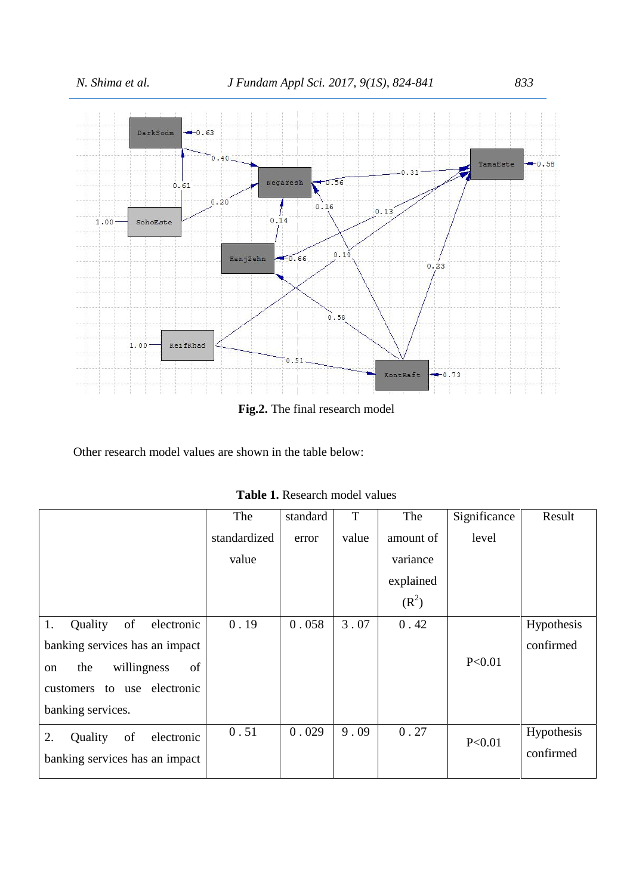DarkSodm
0.63
0.40
Negaresh
0.56
0.31
TamaEste
0.58
0.61
0.20
0.16
0.13
1.00
SohoEste
0.14
HanjZehn
0.66
0.19
0.23
0.58
1.00
KeifKhad
0.51
KontRaft
0.73

**Fig.2.** The final research model

Other research model values are shown in the table below:

**Table 1.** Research model values

| | The standardized value | standard error | T value | The amount of variance explained ($R^2$) | Significance level | Result |
|---|---|---|---|---|---|---|
| 1. Quality of electronic banking services has an impact on the willingness of customers to use electronic banking services. | 0 . 19 | 0 . 058 | 3 . 07 | 0 . 42 | P<0.01 | Hypothesis confirmed |
| 2. Quality of electronic banking services has an impact | 0 . 51 | 0 . 029 | 9 . 09 | 0 . 27 | P<0.01 | Hypothesis confirmed |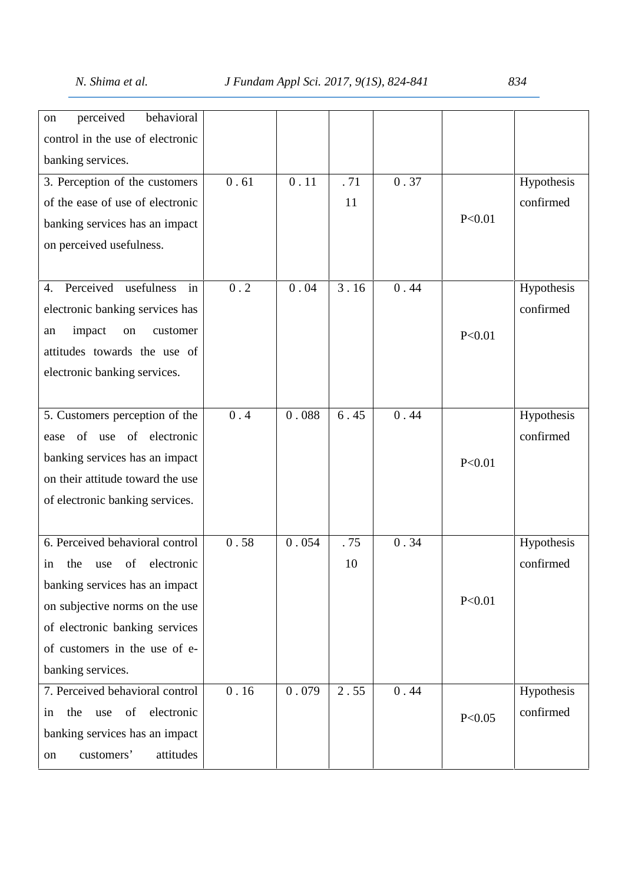| | | | | | | |
|---|---|---|---|---|---|---|
| on perceived behavioral control in the use of electronic banking services. | | | | | | |
| 3. Perception of the customers of the ease of use of electronic banking services has an impact on perceived usefulness. | 0 . 61 | 0 . 11 | . 71 11 | 0 . 37 | P<0.01 | Hypothesis confirmed |
| 4. Perceived usefulness in electronic banking services has an impact on customer attitudes towards the use of electronic banking services. | 0 . 2 | 0 . 04 | 3 . 16 | 0 . 44 | P<0.01 | Hypothesis confirmed |
| 5. Customers perception of the ease of use of electronic banking services has an impact on their attitude toward the use of electronic banking services. | 0 . 4 | 0 . 088 | 6 . 45 | 0 . 44 | P<0.01 | Hypothesis confirmed |
| 6. Perceived behavioral control in the use of electronic banking services has an impact on subjective norms on the use of electronic banking services of customers in the use of e-banking services. | 0 . 58 | 0 . 054 | . 75 10 | 0 . 34 | P<0.01 | Hypothesis confirmed |
| 7. Perceived behavioral control in the use of electronic banking services has an impact on customers' attitudes | 0 . 16 | 0 . 079 | 2 . 55 | 0 . 44 | P<0.05 | Hypothesis confirmed |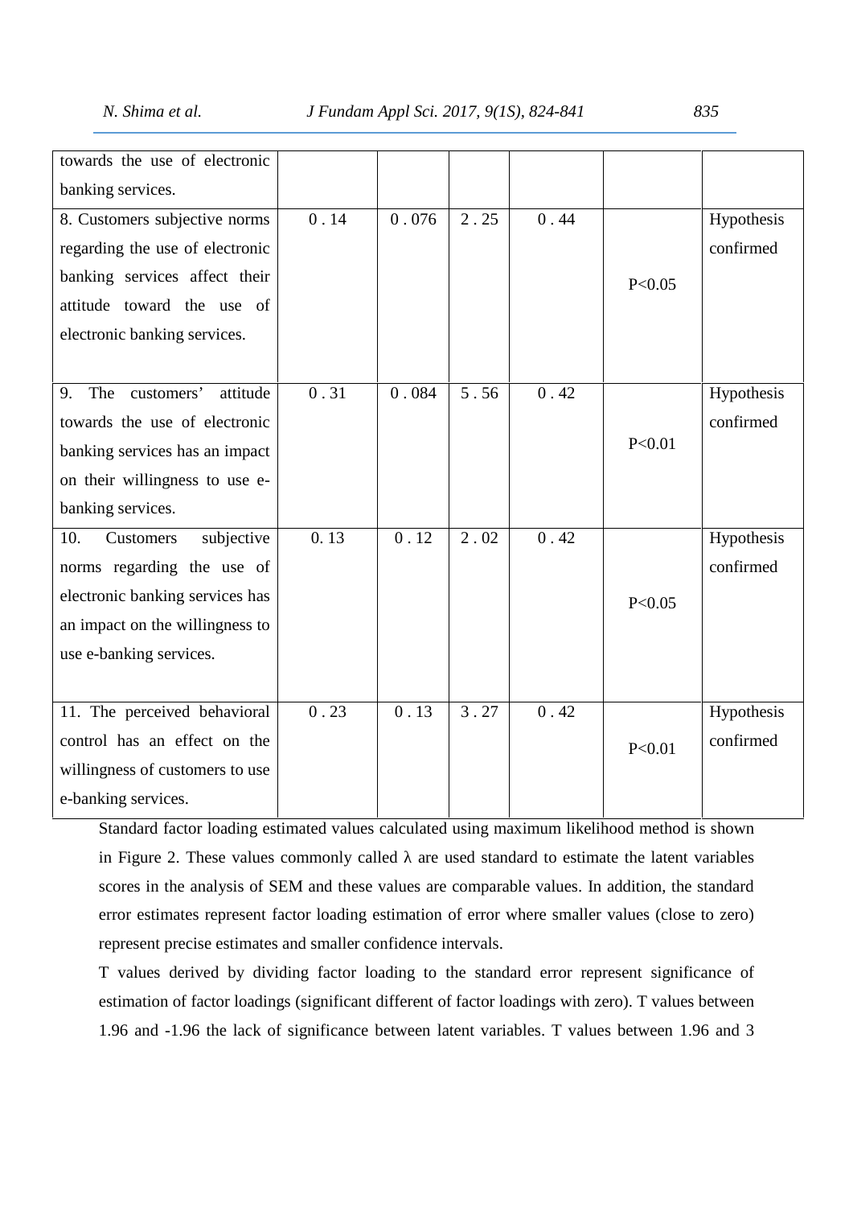| | | | | | | |
|---|---|---|---|---|---|---|
| towards the use of electronic banking services. | | | | | | |
| 8. Customers subjective norms regarding the use of electronic banking services affect their attitude toward the use of electronic banking services. | 0 . 14 | 0 . 076 | 2 . 25 | 0 . 44 | P<0.05 | Hypothesis confirmed |
| 9. The customers' attitude towards the use of electronic banking services has an impact on their willingness to use e-banking services. | 0 . 31 | 0 . 084 | 5 . 56 | 0 . 42 | P<0.01 | Hypothesis confirmed |
| 10. Customers subjective norms regarding the use of electronic banking services has an impact on the willingness to use e-banking services. | 0. 13 | 0 . 12 | 2 . 02 | 0 . 42 | P<0.05 | Hypothesis confirmed |
| 11. The perceived behavioral control has an effect on the willingness of customers to use e-banking services. | 0 . 23 | 0 . 13 | 3 . 27 | 0 . 42 | P<0.01 | Hypothesis confirmed |

Standard factor loading estimated values calculated using maximum likelihood method is shown in Figure 2. These values commonly called λ are used standard to estimate the latent variables scores in the analysis of SEM and these values are comparable values. In addition, the standard error estimates represent factor loading estimation of error where smaller values (close to zero) represent precise estimates and smaller confidence intervals.

T values derived by dividing factor loading to the standard error represent significance of estimation of factor loadings (significant different of factor loadings with zero). T values between 1.96 and -1.96 the lack of significance between latent variables. T values between 1.96 and 3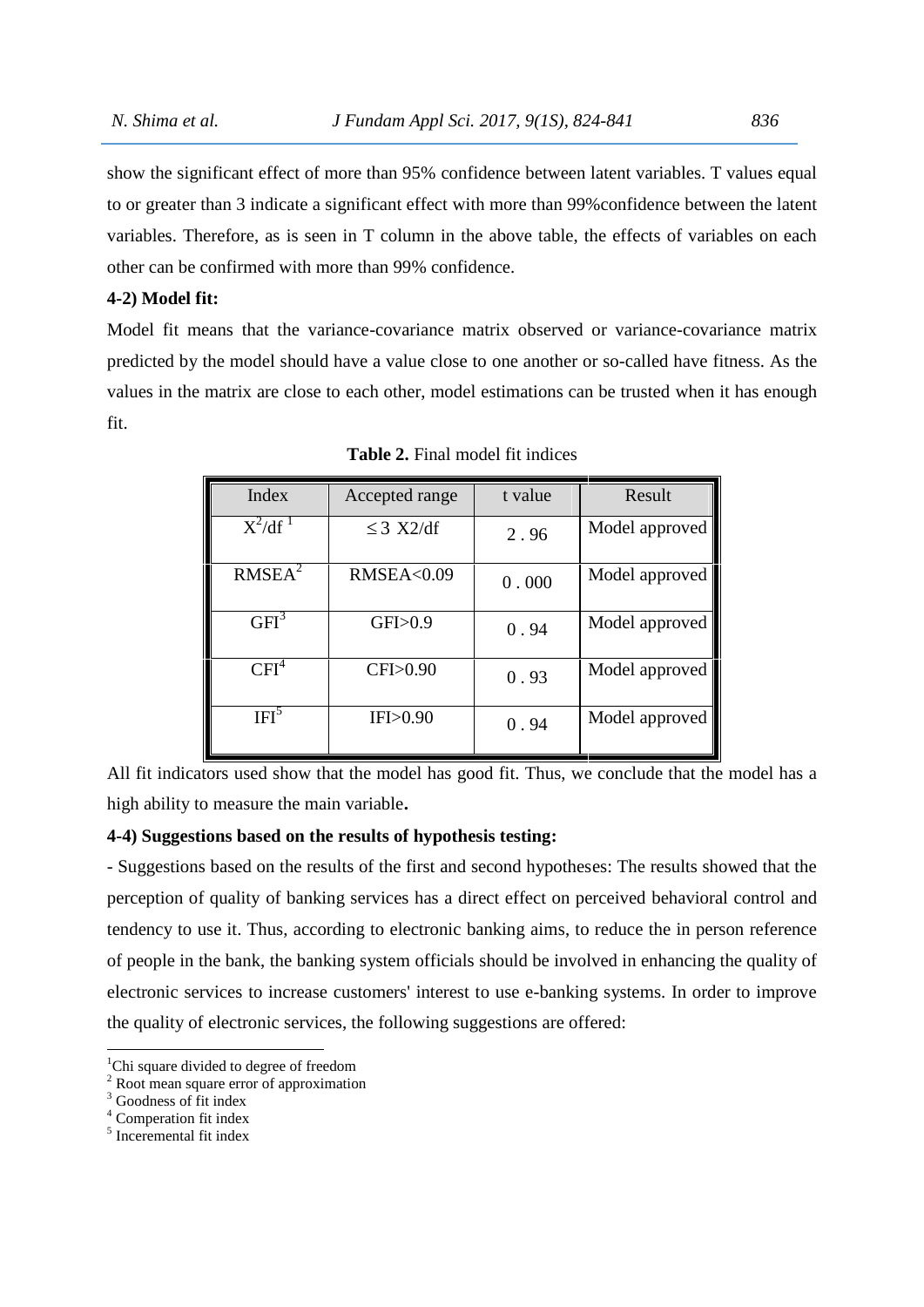show the significant effect of more than 95% confidence between latent variables. T values equal to or greater than 3 indicate a significant effect with more than 99%confidence between the latent variables. Therefore, as is seen in T column in the above table, the effects of variables on each other can be confirmed with more than 99% confidence.

**4-2) Model fit:**

Model fit means that the variance-covariance matrix observed or variance-covariance matrix predicted by the model should have a value close to one another or so-called have fitness. As the values in the matrix are close to each other, model estimations can be trusted when it has enough fit.

**Table 2.** Final model fit indices

| Index | Accepted range | t value | Result |
|---|---|---|---|
| $X^2$/df [1] | ≤ 3 X2/df | 2 . 96 | Model approved |
| RMSEA[2] | RMSEA<0.09 | 0 . 000 | Model approved |
| GFI[3] | GFI>0.9 | 0 . 94 | Model approved |
| CFI[4] | CFI>0.90 | 0 . 93 | Model approved |
| IFI[5] | IFI>0.90 | 0 . 94 | Model approved |

All fit indicators used show that the model has good fit. Thus, we conclude that the model has a high ability to measure the main variable**.**

**4-4) Suggestions based on the results of hypothesis testing:**

- Suggestions based on the results of the first and second hypotheses: The results showed that the perception of quality of banking services has a direct effect on perceived behavioral control and tendency to use it. Thus, according to electronic banking aims, to reduce the in person reference of people in the bank, the banking system officials should be involved in enhancing the quality of electronic services to increase customers' interest to use e-banking systems. In order to improve the quality of electronic services, the following suggestions are offered:

[1]Chi square divided to degree of freedom

[2] Root mean square error of approximation

[3] Goodness of fit index

[4] Comperation fit index

[5] Incerementai fit index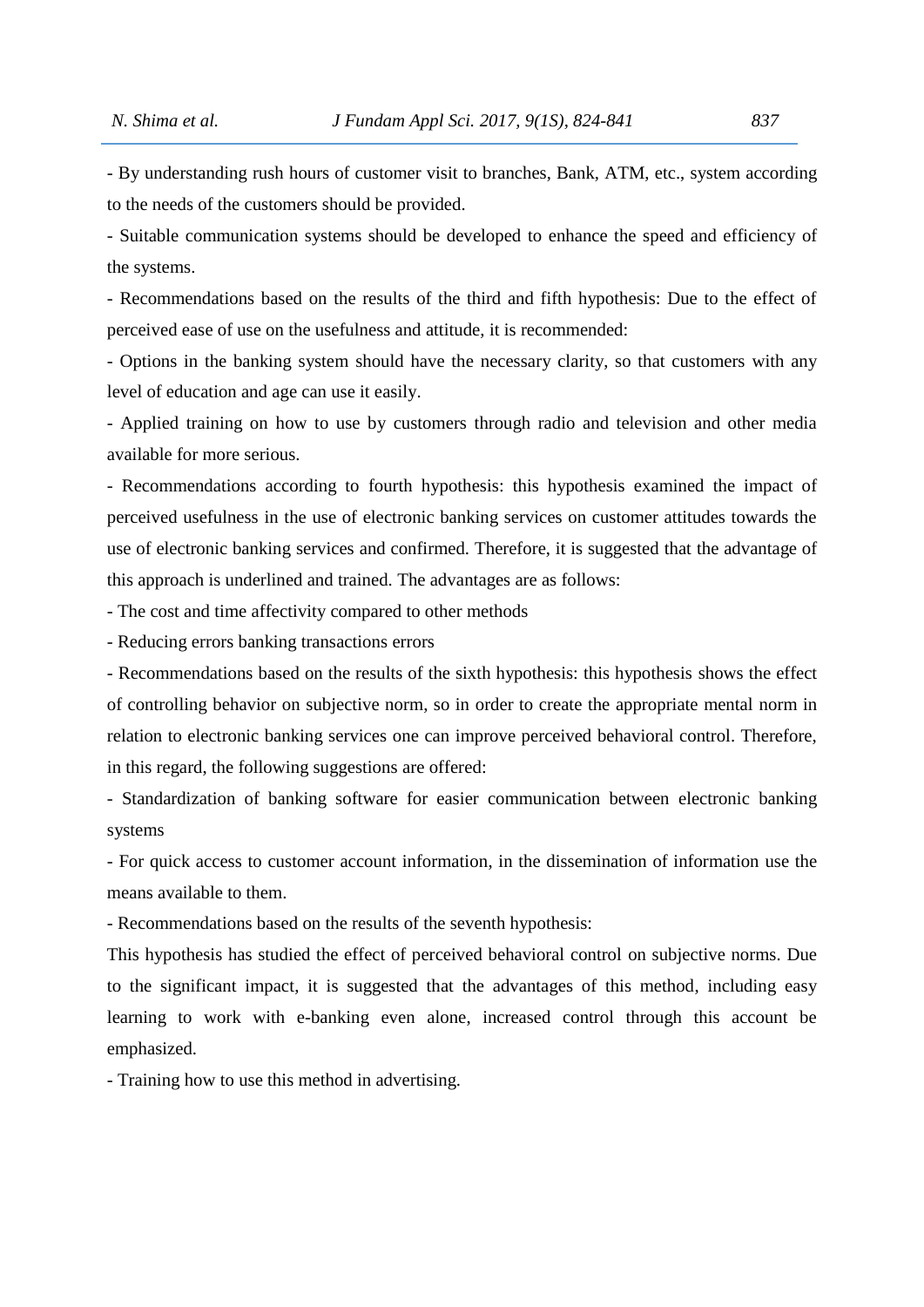- By understanding rush hours of customer visit to branches, Bank, ATM, etc., system according to the needs of the customers should be provided.

- Suitable communication systems should be developed to enhance the speed and efficiency of the systems.

- Recommendations based on the results of the third and fifth hypothesis: Due to the effect of perceived ease of use on the usefulness and attitude, it is recommended:

- Options in the banking system should have the necessary clarity, so that customers with any level of education and age can use it easily.

- Applied training on how to use by customers through radio and television and other media available for more serious.

- Recommendations according to fourth hypothesis: this hypothesis examined the impact of perceived usefulness in the use of electronic banking services on customer attitudes towards the use of electronic banking services and confirmed. Therefore, it is suggested that the advantage of this approach is underlined and trained. The advantages are as follows:

- The cost and time affectivity compared to other methods

- Reducing errors banking transactions errors

- Recommendations based on the results of the sixth hypothesis: this hypothesis shows the effect of controlling behavior on subjective norm, so in order to create the appropriate mental norm in relation to electronic banking services one can improve perceived behavioral control. Therefore, in this regard, the following suggestions are offered:

- Standardization of banking software for easier communication between electronic banking systems

- For quick access to customer account information, in the dissemination of information use the means available to them.

- Recommendations based on the results of the seventh hypothesis:

This hypothesis has studied the effect of perceived behavioral control on subjective norms. Due to the significant impact, it is suggested that the advantages of this method, including easy learning to work with e-banking even alone, increased control through this account be emphasized.

- Training how to use this method in advertising.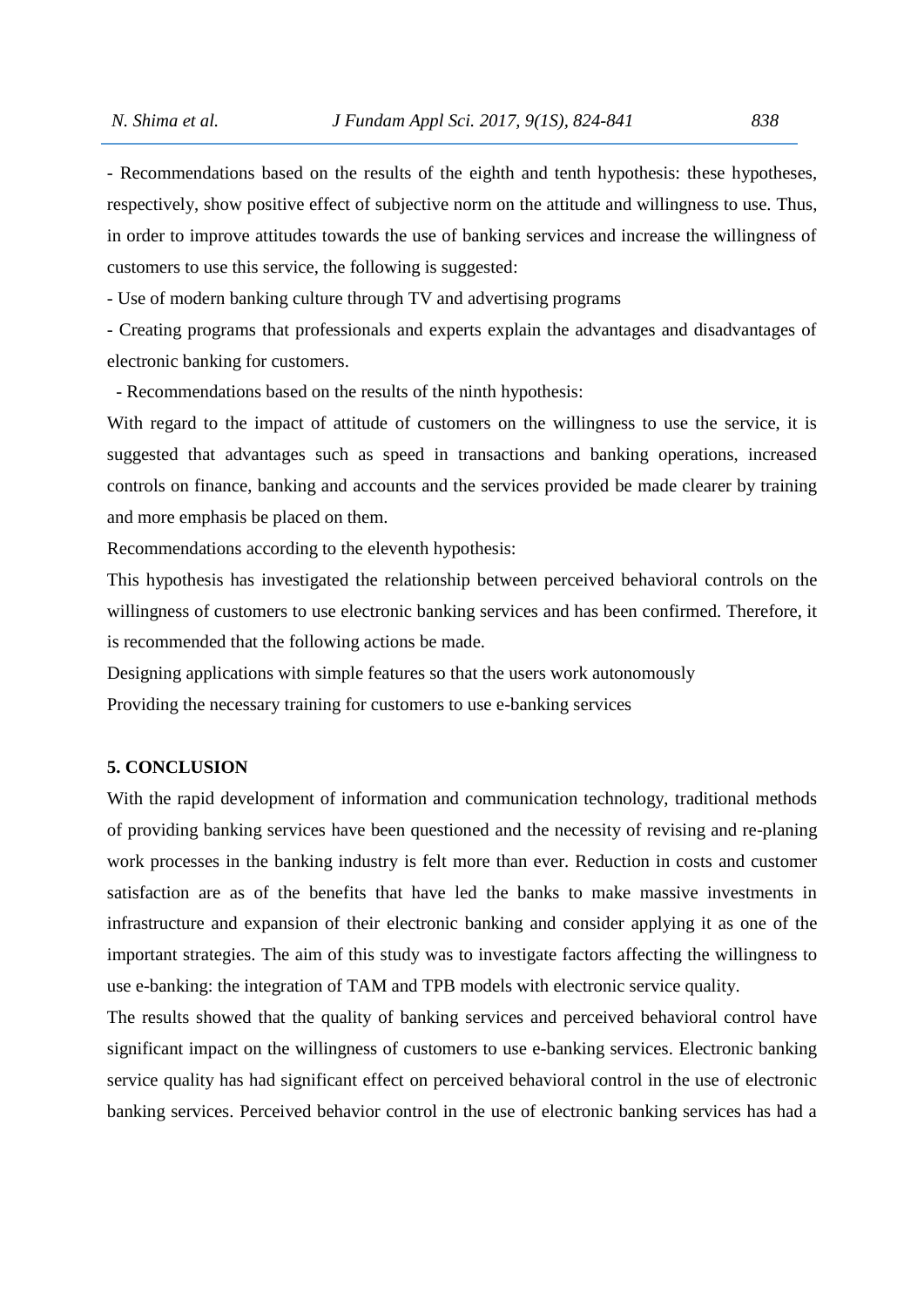- Recommendations based on the results of the eighth and tenth hypothesis: these hypotheses, respectively, show positive effect of subjective norm on the attitude and willingness to use. Thus, in order to improve attitudes towards the use of banking services and increase the willingness of customers to use this service, the following is suggested:

- Use of modern banking culture through TV and advertising programs

- Creating programs that professionals and experts explain the advantages and disadvantages of electronic banking for customers.

- Recommendations based on the results of the ninth hypothesis:

With regard to the impact of attitude of customers on the willingness to use the service, it is suggested that advantages such as speed in transactions and banking operations, increased controls on finance, banking and accounts and the services provided be made clearer by training and more emphasis be placed on them.

Recommendations according to the eleventh hypothesis:

This hypothesis has investigated the relationship between perceived behavioral controls on the willingness of customers to use electronic banking services and has been confirmed. Therefore, it is recommended that the following actions be made.

Designing applications with simple features so that the users work autonomously

Providing the necessary training for customers to use e-banking services

## 5. CONCLUSION

With the rapid development of information and communication technology, traditional methods of providing banking services have been questioned and the necessity of revising and re-planing work processes in the banking industry is felt more than ever. Reduction in costs and customer satisfaction are as of the benefits that have led the banks to make massive investments in infrastructure and expansion of their electronic banking and consider applying it as one of the important strategies. The aim of this study was to investigate factors affecting the willingness to use e-banking: the integration of TAM and TPB models with electronic service quality.

The results showed that the quality of banking services and perceived behavioral control have significant impact on the willingness of customers to use e-banking services. Electronic banking service quality has had significant effect on perceived behavioral control in the use of electronic banking services. Perceived behavior control in the use of electronic banking services has had a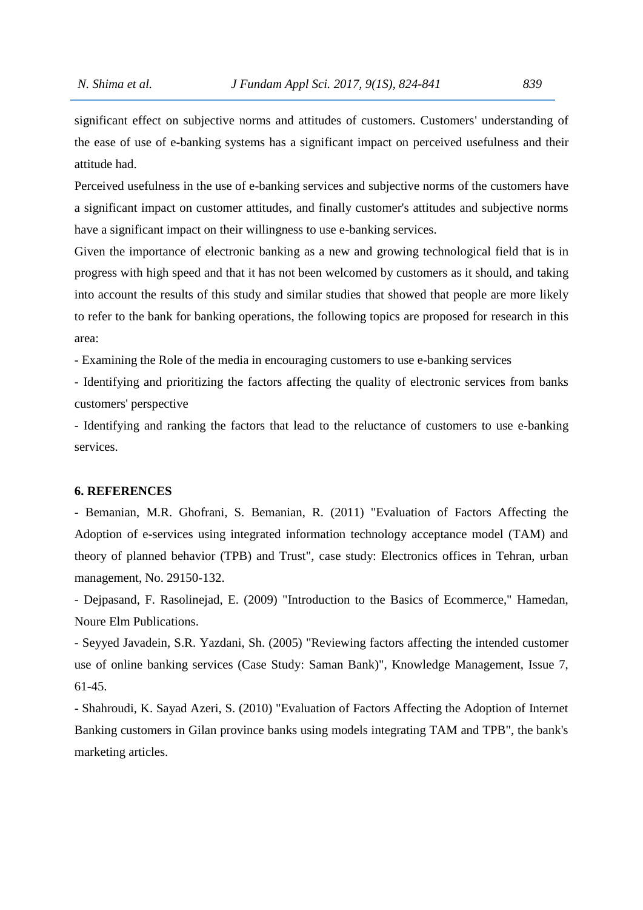significant effect on subjective norms and attitudes of customers. Customers' understanding of the ease of use of e-banking systems has a significant impact on perceived usefulness and their attitude had.

Perceived usefulness in the use of e-banking services and subjective norms of the customers have a significant impact on customer attitudes, and finally customer's attitudes and subjective norms have a significant impact on their willingness to use e-banking services.

Given the importance of electronic banking as a new and growing technological field that is in progress with high speed and that it has not been welcomed by customers as it should, and taking into account the results of this study and similar studies that showed that people are more likely to refer to the bank for banking operations, the following topics are proposed for research in this area:

- Examining the Role of the media in encouraging customers to use e-banking services
- Identifying and prioritizing the factors affecting the quality of electronic services from banks customers' perspective
- Identifying and ranking the factors that lead to the reluctance of customers to use e-banking services.

## 6. REFERENCES

- Bemanian, M.R. Ghofrani, S. Bemanian, R. (2011) "Evaluation of Factors Affecting the Adoption of e-services using integrated information technology acceptance model (TAM) and theory of planned behavior (TPB) and Trust", case study: Electronics offices in Tehran, urban management, No. 29150-132.
- Dejpasand, F. Rasolinejad, E. (2009) "Introduction to the Basics of Ecommerce," Hamedan, Noure Elm Publications.
- Seyyed Javadein, S.R. Yazdani, Sh. (2005) "Reviewing factors affecting the intended customer use of online banking services (Case Study: Saman Bank)", Knowledge Management, Issue 7, 61-45.
- Shahroudi, K. Sayad Azeri, S. (2010) "Evaluation of Factors Affecting the Adoption of Internet Banking customers in Gilan province banks using models integrating TAM and TPB", the bank's marketing articles.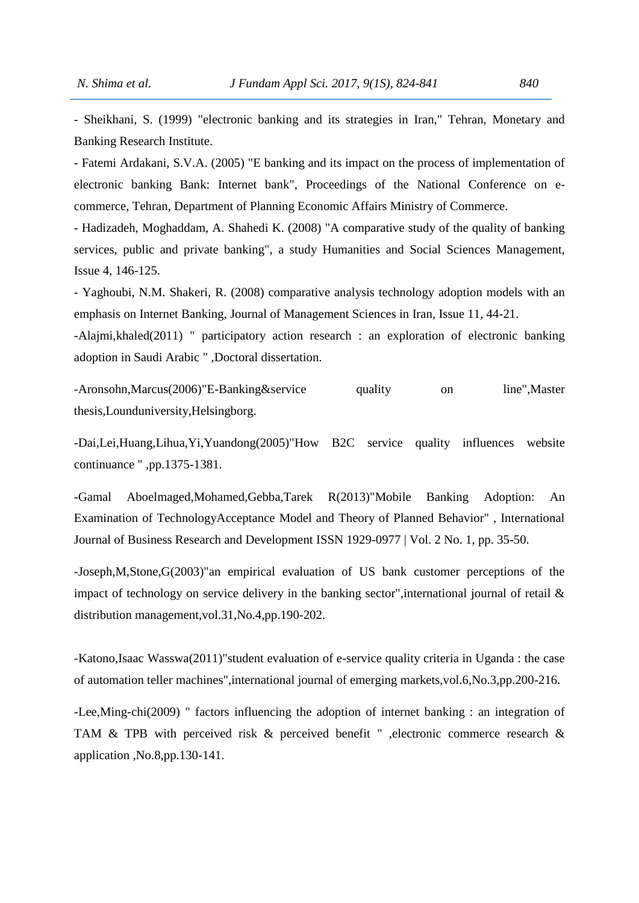- Sheikhani, S. (1999) "electronic banking and its strategies in Iran," Tehran, Monetary and Banking Research Institute.

- Fatemi Ardakani, S.V.A. (2005) "E banking and its impact on the process of implementation of electronic banking Bank: Internet bank", Proceedings of the National Conference on e-commerce, Tehran, Department of Planning Economic Affairs Ministry of Commerce.

- Hadizadeh, Moghaddam, A. Shahedi K. (2008) "A comparative study of the quality of banking services, public and private banking", a study Humanities and Social Sciences Management, Issue 4, 146-125.

- Yaghoubi, N.M. Shakeri, R. (2008) comparative analysis technology adoption models with an emphasis on Internet Banking, Journal of Management Sciences in Iran, Issue 11, 44-21.

-Alajmi,khaled(2011) " participatory action research : an exploration of electronic banking adoption in Saudi Arabic " ,Doctoral dissertation.

-Aronsohn,Marcus(2006)"E-Banking&service quality on line",Master thesis,Lounduniversity,Helsingborg.

-Dai,Lei,Huang,Lihua,Yi,Yuandong(2005)"How B2C service quality influences website continuance " ,pp.1375-1381.

-Gamal Aboelmaged,Mohamed,Gebba,Tarek R(2013)"Mobile Banking Adoption: An Examination of TechnologyAcceptance Model and Theory of Planned Behavior" , International Journal of Business Research and Development ISSN 1929-0977 | Vol. 2 No. 1, pp. 35-50.

-Joseph,M,Stone,G(2003)"an empirical evaluation of US bank customer perceptions of the impact of technology on service delivery in the banking sector",international journal of retail & distribution management,vol.31,No.4,pp.190-202.

-Katono,Isaac Wasswa(2011)"student evaluation of e-service quality criteria in Uganda : the case of automation teller machines",international journal of emerging markets,vol.6,No.3,pp.200-216.

-Lee,Ming-chi(2009) " factors influencing the adoption of internet banking : an integration of TAM & TPB with perceived risk & perceived benefit " ,electronic commerce research & application ,No.8,pp.130-141.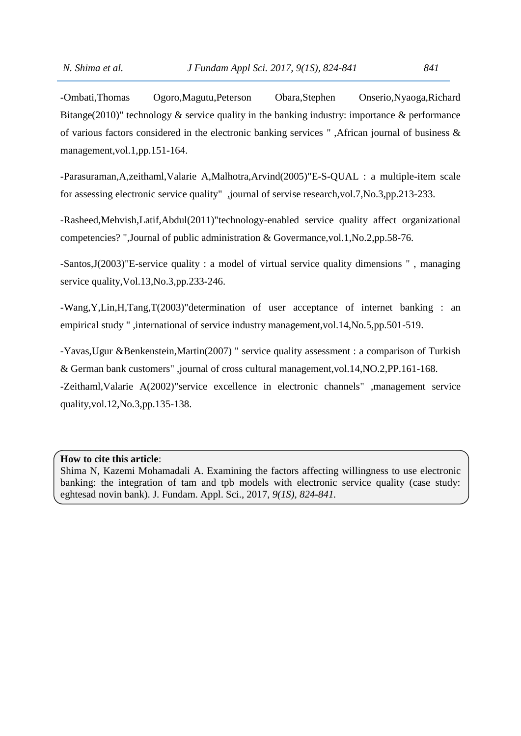-Ombati,Thomas Ogoro,Magutu,Peterson Obara,Stephen Onserio,Nyaoga,Richard Bitange(2010)" technology & service quality in the banking industry: importance & performance of various factors considered in the electronic banking services " ,African journal of business & management,vol.1,pp.151-164.

-Parasuraman,A,zeithaml,Valarie A,Malhotra,Arvind(2005)"E-S-QUAL : a multiple-item scale for assessing electronic service quality" ,journal of servise research,vol.7,No.3,pp.213-233.

-Rasheed,Mehvish,Latif,Abdul(2011)"technology-enabled service quality affect organizational competencies? ",Journal of public administration & Govermance,vol.1,No.2,pp.58-76.

-Santos,J(2003)"E-service quality : a model of virtual service quality dimensions " , managing service quality,Vol.13,No.3,pp.233-246.

-Wang,Y,Lin,H,Tang,T(2003)"determination of user acceptance of internet banking : an empirical study " ,international of service industry management,vol.14,No.5,pp.501-519.

-Yavas,Ugur &Benkenstein,Martin(2007) " service quality assessment : a comparison of Turkish & German bank customers" ,journal of cross cultural management,vol.14,NO.2,PP.161-168.

-Zeithaml,Valarie A(2002)"service excellence in electronic channels" ,management service quality,vol.12,No.3,pp.135-138.

**How to cite this article**:
Shima N, Kazemi Mohamadali A. Examining the factors affecting willingness to use electronic banking: the integration of tam and tpb models with electronic service quality (case study: eghtesad novin bank). J. Fundam. Appl. Sci., 2017, *9(1S), 824-841.*